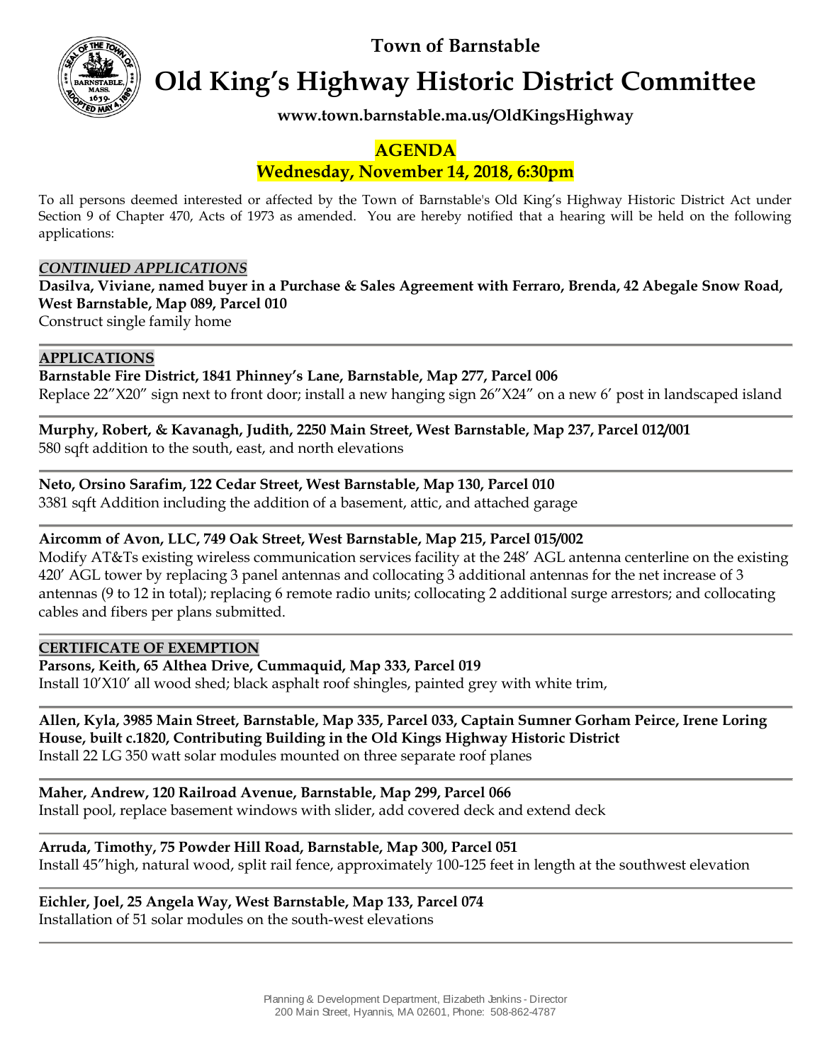Town of Barnstable

# Old King's Highway Historic District Committee

**www.town.barnstable.ma.us/OldKingsHighway**

## AGENDA

## Wednesday, November 14, 2018, 6:30pm

To all persons deemed interested or affected by the Town of Barnstable's Old King's Highway Historic District Act under Section 9 of Chapter 470, Acts of 1973 as amended. You are hereby notified that a hearing will be held on the following applications:

***CONTINUED APPLICATIONS***

**Dasilva, Viviane, named buyer in a Purchase & Sales Agreement with Ferraro, Brenda, 42 Abegale Snow Road, West Barnstable, Map 089, Parcel 010**
Construct single family home

---

**APPLICATIONS**

**Barnstable Fire District, 1841 Phinney's Lane, Barnstable, Map 277, Parcel 006**
Replace 22"X20" sign next to front door; install a new hanging sign 26"X24" on a new 6' post in landscaped island

---

**Murphy, Robert, & Kavanagh, Judith, 2250 Main Street, West Barnstable, Map 237, Parcel 012/001**
580 sqft addition to the south, east, and north elevations

---

**Neto, Orsino Sarafim, 122 Cedar Street, West Barnstable, Map 130, Parcel 010**
3381 sqft Addition including the addition of a basement, attic, and attached garage

---

**Aircomm of Avon, LLC, 749 Oak Street, West Barnstable, Map 215, Parcel 015/002**
Modify AT&Ts existing wireless communication services facility at the 248' AGL antenna centerline on the existing 420' AGL tower by replacing 3 panel antennas and collocating 3 additional antennas for the net increase of 3 antennas (9 to 12 in total); replacing 6 remote radio units; collocating 2 additional surge arrestors; and collocating cables and fibers per plans submitted.

---

**CERTIFICATE OF EXEMPTION**

**Parsons, Keith, 65 Althea Drive, Cummaquid, Map 333, Parcel 019**
Install 10'X10' all wood shed; black asphalt roof shingles, painted grey with white trim,

---

**Allen, Kyla, 3985 Main Street, Barnstable, Map 335, Parcel 033, Captain Sumner Gorham Peirce, Irene Loring House, built c.1820, Contributing Building in the Old Kings Highway Historic District**
Install 22 LG 350 watt solar modules mounted on three separate roof planes

---

**Maher, Andrew, 120 Railroad Avenue, Barnstable, Map 299, Parcel 066**
Install pool, replace basement windows with slider, add covered deck and extend deck

---

**Arruda, Timothy, 75 Powder Hill Road, Barnstable, Map 300, Parcel 051**
Install 45"high, natural wood, split rail fence, approximately 100-125 feet in length at the southwest elevation

---

**Eichler, Joel, 25 Angela Way, West Barnstable, Map 133, Parcel 074**
Installation of 51 solar modules on the south-west elevations

---

Planning & Development Department, Elizabeth Jenkins - Director
200 Main Street, Hyannis, MA 02601, Phone: 508-862-4787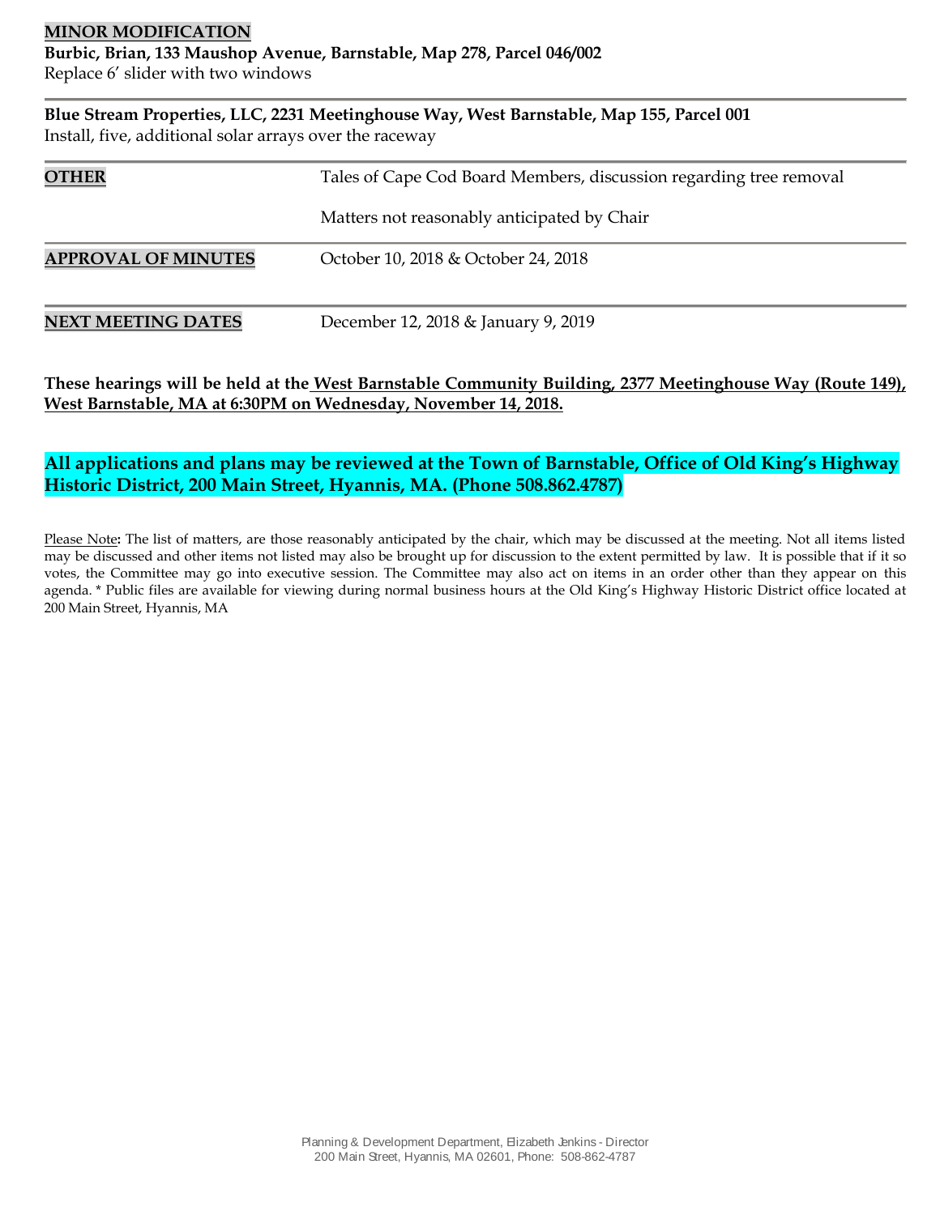**MINOR MODIFICATION**

**Burbic, Brian, 133 Maushop Avenue, Barnstable, Map 278, Parcel 046/002**
Replace 6' slider with two windows

---

**Blue Stream Properties, LLC, 2231 Meetinghouse Way, West Barnstable, Map 155, Parcel 001**
Install, five, additional solar arrays over the raceway

---

**OTHER** Tales of Cape Cod Board Members, discussion regarding tree removal

Matters not reasonably anticipated by Chair

---

**APPROVAL OF MINUTES** October 10, 2018 & October 24, 2018

---

**NEXT MEETING DATES** December 12, 2018 & January 9, 2019

**These hearings will be held at the West Barnstable Community Building, 2377 Meetinghouse Way (Route 149), West Barnstable, MA at 6:30PM on Wednesday, November 14, 2018.**

**All applications and plans may be reviewed at the Town of Barnstable, Office of Old King's Highway Historic District, 200 Main Street, Hyannis, MA. (Phone 508.862.4787)**

Please Note**:** The list of matters, are those reasonably anticipated by the chair, which may be discussed at the meeting. Not all items listed may be discussed and other items not listed may also be brought up for discussion to the extent permitted by law. It is possible that if it so votes, the Committee may go into executive session. The Committee may also act on items in an order other than they appear on this agenda. * Public files are available for viewing during normal business hours at the Old King's Highway Historic District office located at 200 Main Street, Hyannis, MA

Planning & Development Department, Elizabeth Jenkins - Director
200 Main Street, Hyannis, MA 02601, Phone: 508-862-4787